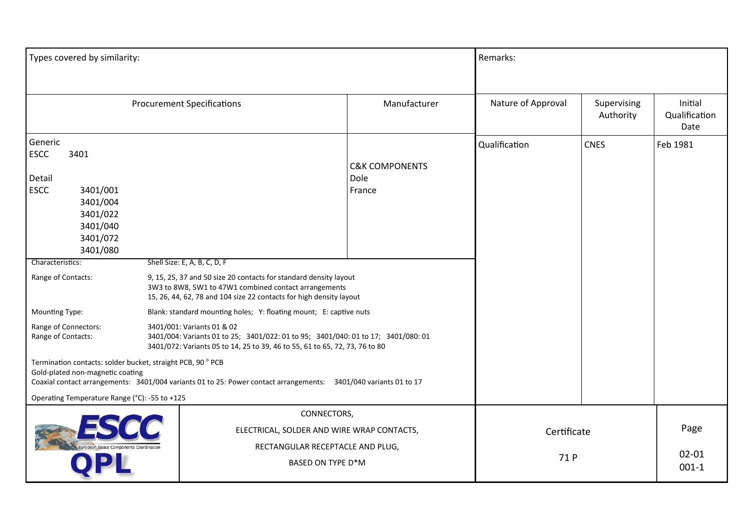Types covered by similarity:

Remarks:

| Procurement Specifications | Manufacturer | Nature of Approval | Supervising Authority | Initial Qualification Date |
|---|---|---|---|---|
| Generic<br>ESCC 3401<br><br>Detail<br>ESCC 3401/001<br>3401/004<br>3401/022<br>3401/040<br>3401/072<br>3401/080 | C&K COMPONENTS<br>Dole<br>France | Qualification | CNES | Feb 1981 |

Characteristics: Shell Size: E, A, B, C, D, F

Range of Contacts: 9, 15, 25, 37 and 50 size 20 contacts for standard density layout
3W3 to 8W8, 5W1 to 47W1 combined contact arrangements
15, 26, 44, 62, 78 and 104 size 22 contacts for high density layout

Mounting Type: Blank: standard mounting holes; Y: floating mount; E: captive nuts

Range of Connectors:
Range of Contacts:
3401/001: Variants 01 & 02
3401/004: Variants 01 to 25; 3401/022: 01 to 95; 3401/040: 01 to 17; 3401/080: 01
3401/072: Variants 05 to 14, 25 to 39, 46 to 55, 61 to 65, 72, 73, 76 to 80

Termination contacts: solder bucket, straight PCB, 90 ° PCB
Gold-plated non-magnetic coating
Coaxial contact arrangements: 3401/004 variants 01 to 25: Power contact arrangements: 3401/040 variants 01 to 17

Operating Temperature Range (°C): -55 to +125

ESCC European Space Components Coordination QPL

CONNECTORS,
ELECTRICAL, SOLDER AND WIRE WRAP CONTACTS,
RECTANGULAR RECEPTACLE AND PLUG,
BASED ON TYPE D*M

Certificate 71 P

Page 02-01 001-1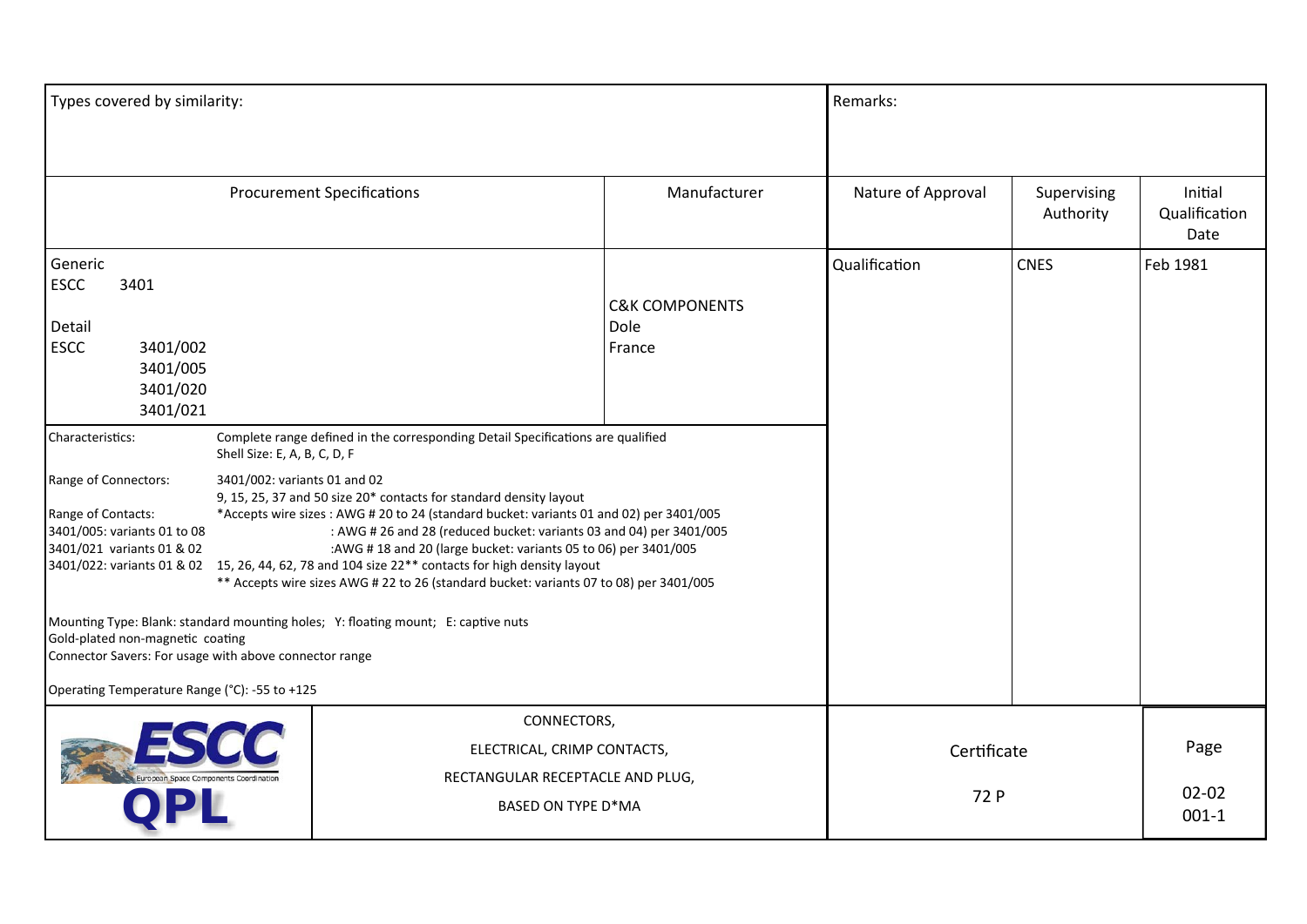| Types covered by similarity: | | Remarks: | | |
|---|---|---|---|---|
| **Procurement Specifications** | **Manufacturer** | **Nature of Approval** | **Supervising Authority** | **Initial Qualification Date** |
| Generic<br>ESCC 3401<br><br>Detail<br>ESCC 3401/002<br>3401/005<br>3401/020<br>3401/021 | C&K COMPONENTS<br>Dole<br>France | Qualification | CNES | Feb 1981 |

Characteristics: Complete range defined in the corresponding Detail Specifications are qualified
Shell Size: E, A, B, C, D, F

Range of Connectors: 3401/002: variants 01 and 02
9, 15, 25, 37 and 50 size 20* contacts for standard density layout

Range of Contacts:
3401/005: variants 01 to 08
3401/021 variants 01 & 02
3401/022: variants 01 & 02

*Accepts wire sizes : AWG # 20 to 24 (standard bucket: variants 01 and 02) per 3401/005
: AWG # 26 and 28 (reduced bucket: variants 03 and 04) per 3401/005
:AWG # 18 and 20 (large bucket: variants 05 to 06) per 3401/005
15, 26, 44, 62, 78 and 104 size 22** contacts for high density layout
** Accepts wire sizes AWG # 22 to 26 (standard bucket: variants 07 to 08) per 3401/005

Mounting Type: Blank: standard mounting holes; Y: floating mount; E: captive nuts
Gold-plated non-magnetic coating
Connector Savers: For usage with above connector range

Operating Temperature Range (°C): -55 to +125

ESCC European Space Components Coordination QPL

CONNECTORS,
ELECTRICAL, CRIMP CONTACTS,
RECTANGULAR RECEPTACLE AND PLUG,
BASED ON TYPE D*MA

Certificate 72 P

Page 02-02 001-1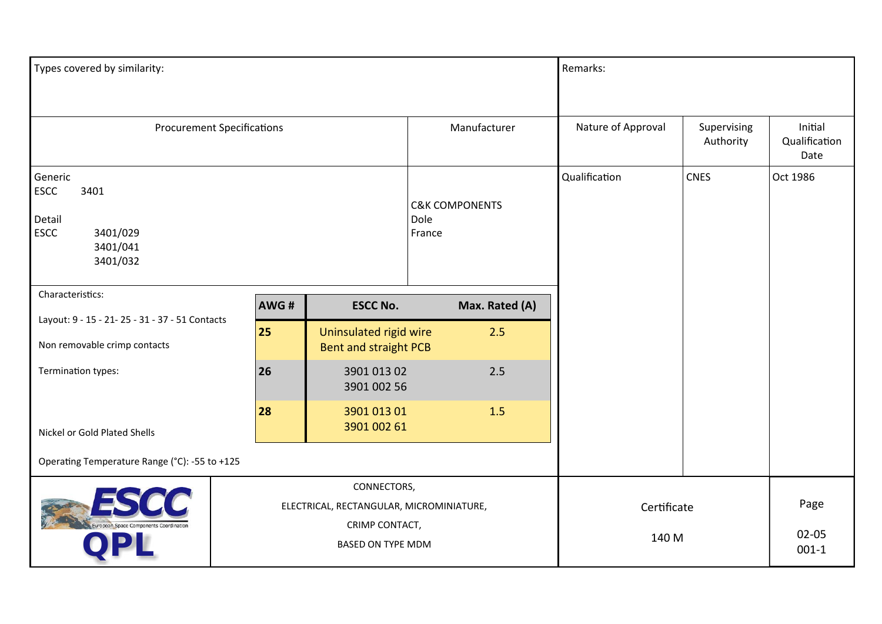Types covered by similarity:

Remarks:

| Procurement Specifications | Manufacturer | Nature of Approval | Supervising Authority | Initial Qualification Date |
|---|---|---|---|---|
| Generic<br>ESCC 3401<br><br>Detail<br>ESCC 3401/029<br>3401/041<br>3401/032 | C&K COMPONENTS<br>Dole<br>France | Qualification | CNES | Oct 1986 |

Characteristics:

Layout: 9 - 15 - 21- 25 - 31 - 37 - 51 Contacts

Non removable crimp contacts

Termination types:

| AWG # | ESCC No. | Max. Rated (A) |
|---|---|---|
| **25** | Uninsulated rigid wire<br>Bent and straight PCB | 2.5 |
| **26** | 3901 013 02<br>3901 002 56 | 2.5 |
| **28** | 3901 013 01<br>3901 002 61 | 1.5 |

Nickel or Gold Plated Shells

Operating Temperature Range (°C): -55 to +125

ESCC QPL

CONNECTORS,
ELECTRICAL, RECTANGULAR, MICROMINIATURE,
CRIMP CONTACT,
BASED ON TYPE MDM

Certificate 140 M

Page 02-05 001-1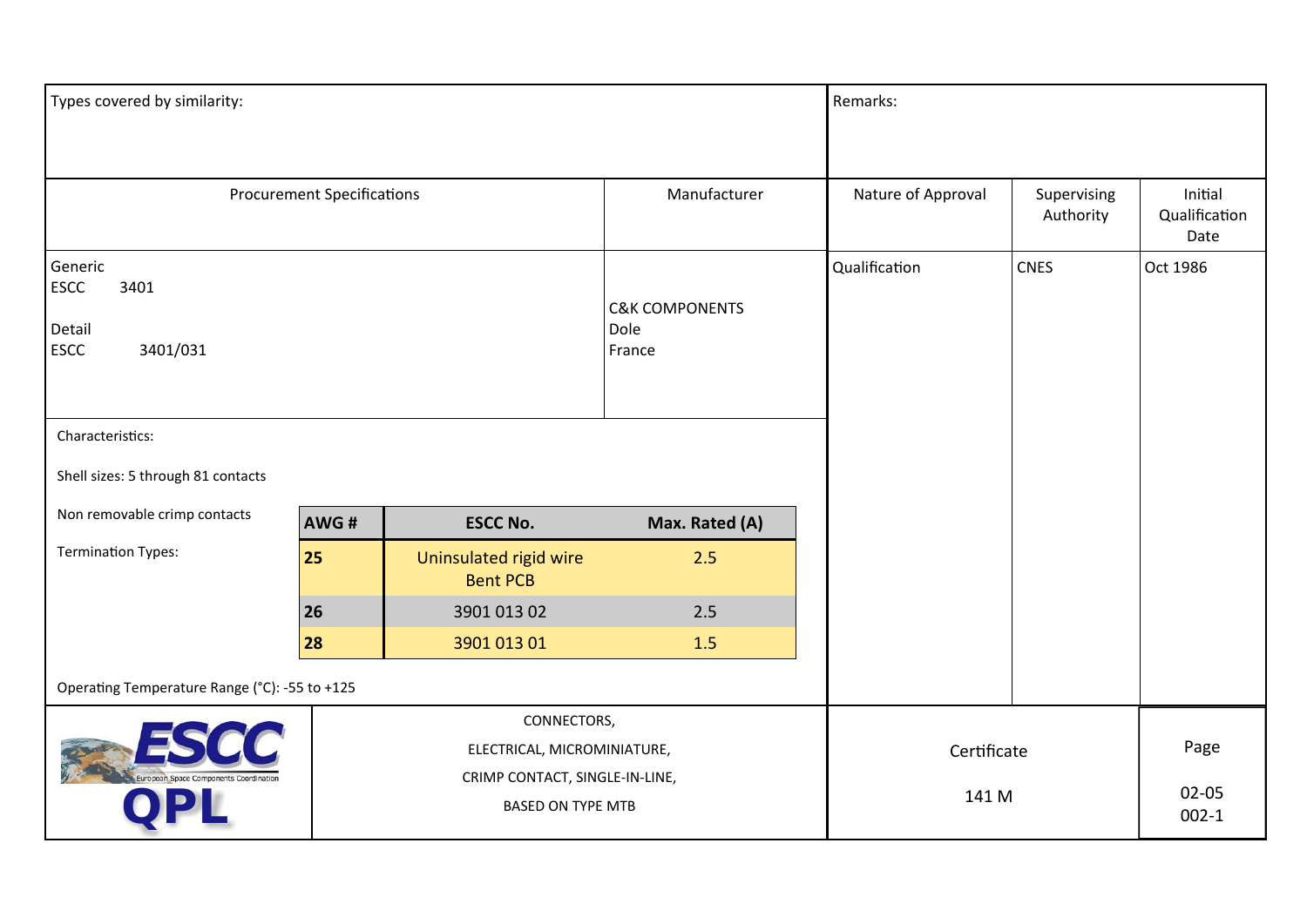Types covered by similarity:

Remarks:

| Procurement Specifications | Manufacturer | Nature of Approval | Supervising Authority | Initial Qualification Date |
|---|---|---|---|---|
| Generic<br>ESCC 3401<br><br>Detail<br>ESCC 3401/031 | C&K COMPONENTS<br>Dole<br>France | Qualification | CNES | Oct 1986 |

Characteristics:

Shell sizes: 5 through 81 contacts

Non removable crimp contacts

Termination Types:

| AWG # | ESCC No. | Max. Rated (A) |
|---|---|---|
| 25 | Uninsulated rigid wire<br>Bent PCB | 2.5 |
| 26 | 3901 013 02 | 2.5 |
| 28 | 3901 013 01 | 1.5 |

Operating Temperature Range (°C): -55 to +125

ESCC QPL

CONNECTORS,
ELECTRICAL, MICROMINIATURE,
CRIMP CONTACT, SINGLE-IN-LINE,
BASED ON TYPE MTB

Certificate 141 M

Page 02-05 002-1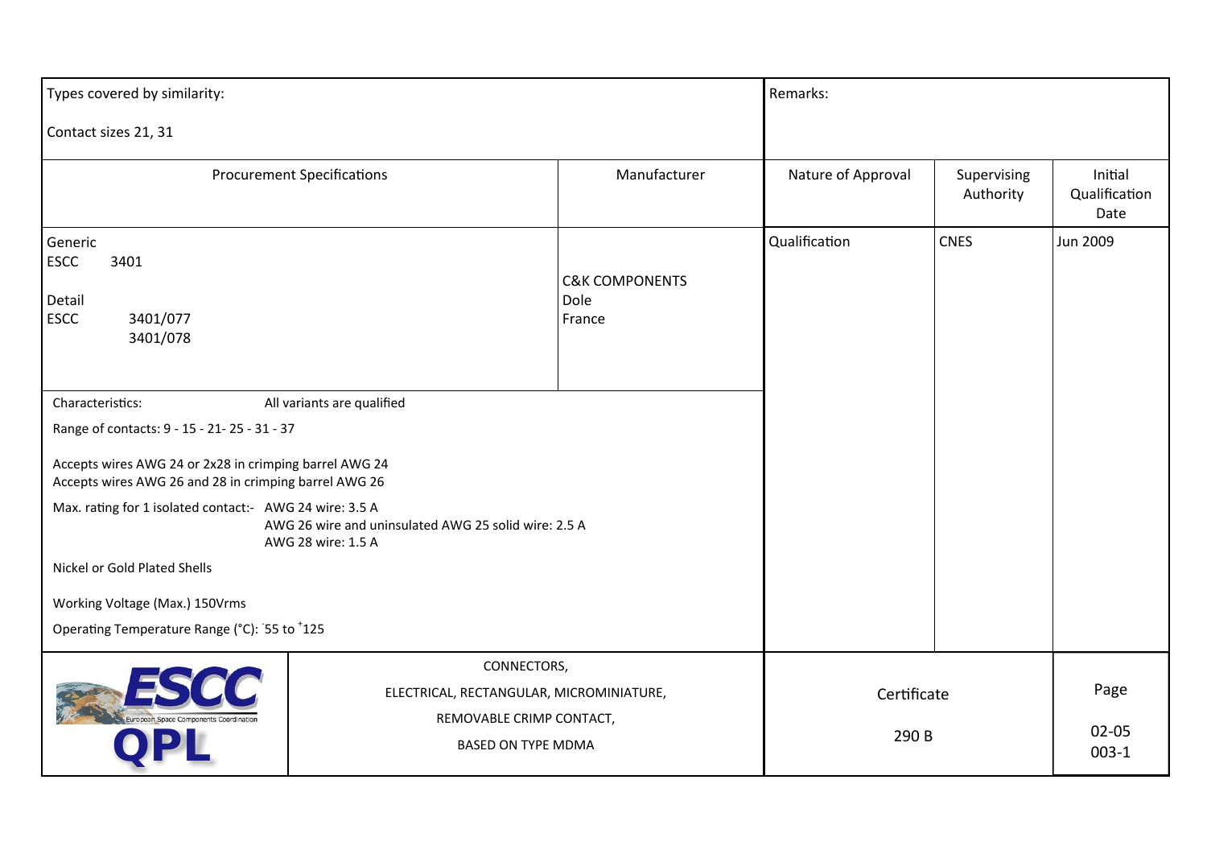| Types covered by similarity: | | Remarks: | | |
|---|---|---|---|---|
| Contact sizes 21, 31 | | | | |
| **Procurement Specifications** | **Manufacturer** | **Nature of Approval** | **Supervising Authority** | **Initial Qualification Date** |
| Generic<br>ESCC 3401<br><br>Detail<br>ESCC 3401/077<br>3401/078 | C&K COMPONENTS<br>Dole<br>France | Qualification | CNES | Jun 2009 |

Characteristics: All variants are qualified

Range of contacts: 9 - 15 - 21- 25 - 31 - 37

Accepts wires AWG 24 or 2x28 in crimping barrel AWG 24
Accepts wires AWG 26 and 28 in crimping barrel AWG 26

Max. rating for 1 isolated contact:- AWG 24 wire: 3.5 A
AWG 26 wire and uninsulated AWG 25 solid wire: 2.5 A
AWG 28 wire: 1.5 A

Nickel or Gold Plated Shells

Working Voltage (Max.) 150Vrms

Operating Temperature Range (°C): $^{-}$55 to $^{+}$125

ESCC European Space Components Coordination QPL

CONNECTORS,
ELECTRICAL, RECTANGULAR, MICROMINIATURE,
REMOVABLE CRIMP CONTACT,
BASED ON TYPE MDMA

Certificate 290 B

Page 02-05 003-1